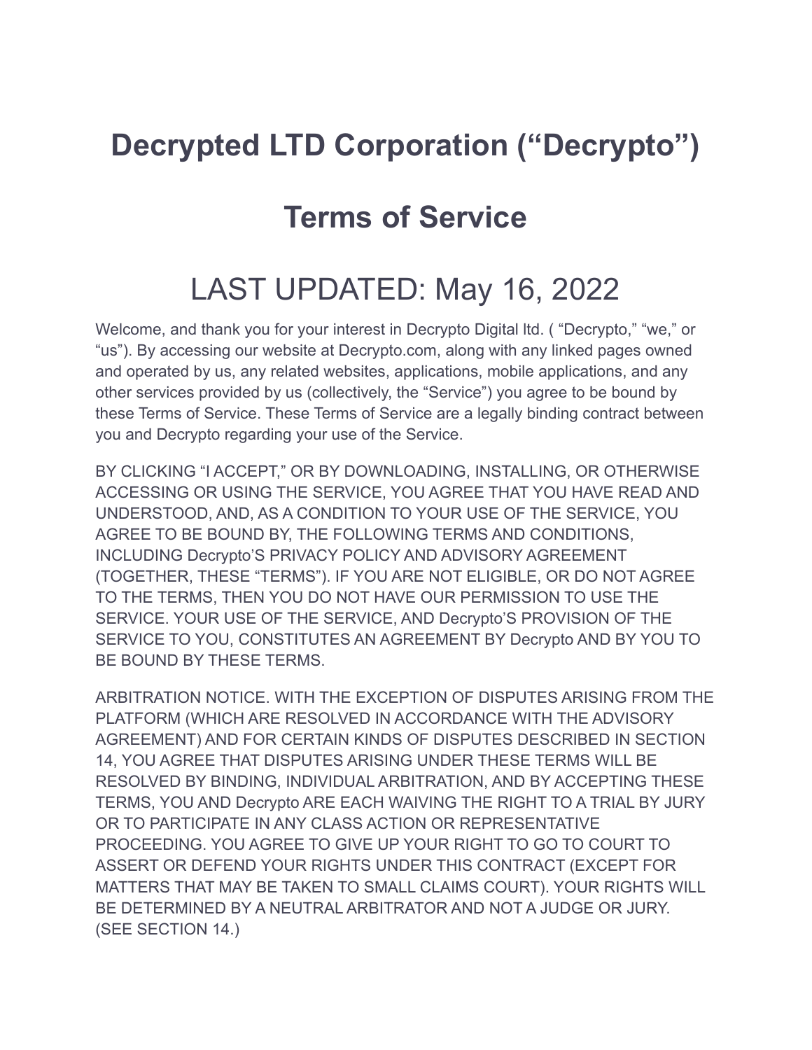# Decrypted LTD Corporation (“Decrypto”)

# Terms of Service

## LAST UPDATED: May 16, 2022

Welcome, and thank you for your interest in Decrypto Digital ltd. ( “Decrypto,” “we,” or “us”). By accessing our website at Decrypto.com, along with any linked pages owned and operated by us, any related websites, applications, mobile applications, and any other services provided by us (collectively, the “Service”) you agree to be bound by these Terms of Service. These Terms of Service are a legally binding contract between you and Decrypto regarding your use of the Service.

BY CLICKING “I ACCEPT,” OR BY DOWNLOADING, INSTALLING, OR OTHERWISE ACCESSING OR USING THE SERVICE, YOU AGREE THAT YOU HAVE READ AND UNDERSTOOD, AND, AS A CONDITION TO YOUR USE OF THE SERVICE, YOU AGREE TO BE BOUND BY, THE FOLLOWING TERMS AND CONDITIONS, INCLUDING Decrypto’S PRIVACY POLICY AND ADVISORY AGREEMENT (TOGETHER, THESE “TERMS”). IF YOU ARE NOT ELIGIBLE, OR DO NOT AGREE TO THE TERMS, THEN YOU DO NOT HAVE OUR PERMISSION TO USE THE SERVICE. YOUR USE OF THE SERVICE, AND Decrypto’S PROVISION OF THE SERVICE TO YOU, CONSTITUTES AN AGREEMENT BY Decrypto AND BY YOU TO BE BOUND BY THESE TERMS.

ARBITRATION NOTICE. WITH THE EXCEPTION OF DISPUTES ARISING FROM THE PLATFORM (WHICH ARE RESOLVED IN ACCORDANCE WITH THE ADVISORY AGREEMENT) AND FOR CERTAIN KINDS OF DISPUTES DESCRIBED IN SECTION 14, YOU AGREE THAT DISPUTES ARISING UNDER THESE TERMS WILL BE RESOLVED BY BINDING, INDIVIDUAL ARBITRATION, AND BY ACCEPTING THESE TERMS, YOU AND Decrypto ARE EACH WAIVING THE RIGHT TO A TRIAL BY JURY OR TO PARTICIPATE IN ANY CLASS ACTION OR REPRESENTATIVE PROCEEDING. YOU AGREE TO GIVE UP YOUR RIGHT TO GO TO COURT TO ASSERT OR DEFEND YOUR RIGHTS UNDER THIS CONTRACT (EXCEPT FOR MATTERS THAT MAY BE TAKEN TO SMALL CLAIMS COURT). YOUR RIGHTS WILL BE DETERMINED BY A NEUTRAL ARBITRATOR AND NOT A JUDGE OR JURY. (SEE SECTION 14.)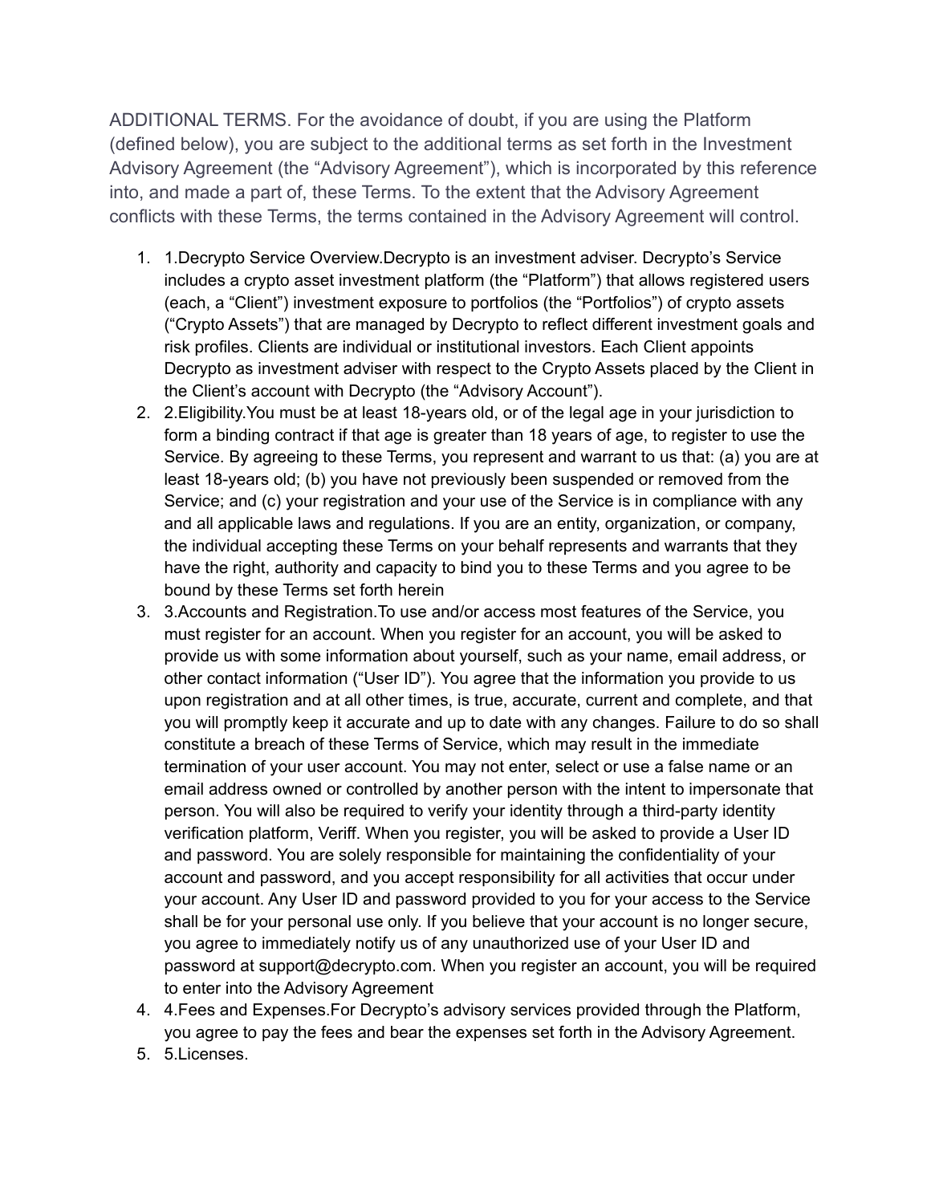ADDITIONAL TERMS. For the avoidance of doubt, if you are using the Platform (defined below), you are subject to the additional terms as set forth in the Investment Advisory Agreement (the “Advisory Agreement”), which is incorporated by this reference into, and made a part of, these Terms. To the extent that the Advisory Agreement conflicts with these Terms, the terms contained in the Advisory Agreement will control.

1. 1.Decrypto Service Overview.Decrypto is an investment adviser. Decrypto’s Service includes a crypto asset investment platform (the “Platform”) that allows registered users (each, a “Client”) investment exposure to portfolios (the “Portfolios”) of crypto assets (“Crypto Assets”) that are managed by Decrypto to reflect different investment goals and risk profiles. Clients are individual or institutional investors. Each Client appoints Decrypto as investment adviser with respect to the Crypto Assets placed by the Client in the Client’s account with Decrypto (the “Advisory Account”).
2. 2.Eligibility.You must be at least 18-years old, or of the legal age in your jurisdiction to form a binding contract if that age is greater than 18 years of age, to register to use the Service. By agreeing to these Terms, you represent and warrant to us that: (a) you are at least 18-years old; (b) you have not previously been suspended or removed from the Service; and (c) your registration and your use of the Service is in compliance with any and all applicable laws and regulations. If you are an entity, organization, or company, the individual accepting these Terms on your behalf represents and warrants that they have the right, authority and capacity to bind you to these Terms and you agree to be bound by these Terms set forth herein
3. 3.Accounts and Registration.To use and/or access most features of the Service, you must register for an account. When you register for an account, you will be asked to provide us with some information about yourself, such as your name, email address, or other contact information (“User ID”). You agree that the information you provide to us upon registration and at all other times, is true, accurate, current and complete, and that you will promptly keep it accurate and up to date with any changes. Failure to do so shall constitute a breach of these Terms of Service, which may result in the immediate termination of your user account. You may not enter, select or use a false name or an email address owned or controlled by another person with the intent to impersonate that person. You will also be required to verify your identity through a third-party identity verification platform, Veriff. When you register, you will be asked to provide a User ID and password. You are solely responsible for maintaining the confidentiality of your account and password, and you accept responsibility for all activities that occur under your account. Any User ID and password provided to you for your access to the Service shall be for your personal use only. If you believe that your account is no longer secure, you agree to immediately notify us of any unauthorized use of your User ID and password at support@decrypto.com. When you register an account, you will be required to enter into the Advisory Agreement
4. 4.Fees and Expenses.For Decrypto’s advisory services provided through the Platform, you agree to pay the fees and bear the expenses set forth in the Advisory Agreement.
5. 5.Licenses.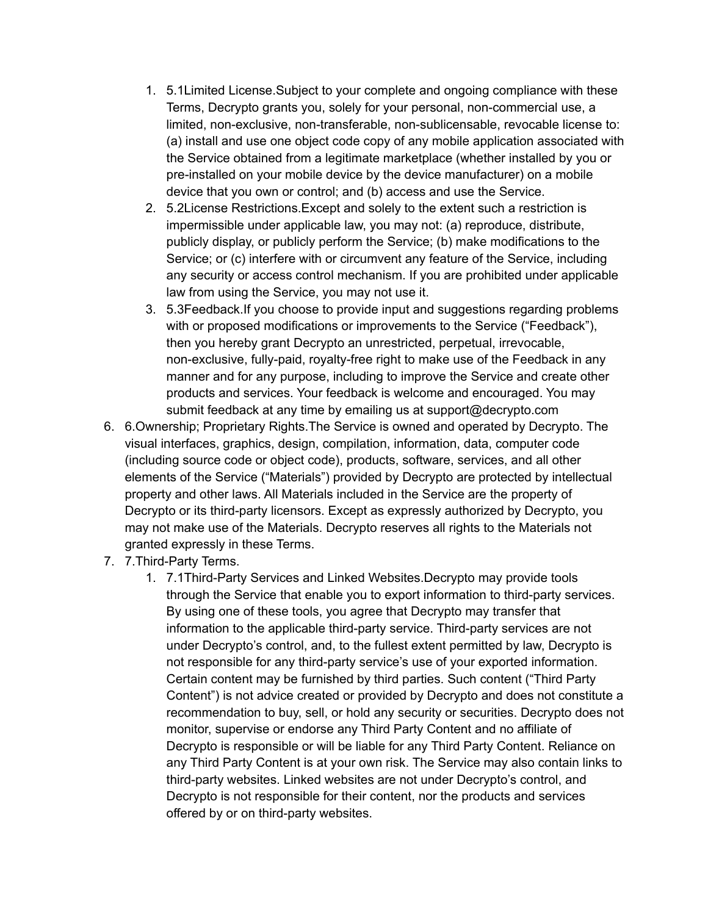1. 5.1Limited License.Subject to your complete and ongoing compliance with these Terms, Decrypto grants you, solely for your personal, non-commercial use, a limited, non-exclusive, non-transferable, non-sublicensable, revocable license to: (a) install and use one object code copy of any mobile application associated with the Service obtained from a legitimate marketplace (whether installed by you or pre-installed on your mobile device by the device manufacturer) on a mobile device that you own or control; and (b) access and use the Service.
2. 5.2License Restrictions.Except and solely to the extent such a restriction is impermissible under applicable law, you may not: (a) reproduce, distribute, publicly display, or publicly perform the Service; (b) make modifications to the Service; or (c) interfere with or circumvent any feature of the Service, including any security or access control mechanism. If you are prohibited under applicable law from using the Service, you may not use it.
3. 5.3Feedback.If you choose to provide input and suggestions regarding problems with or proposed modifications or improvements to the Service ("Feedback"), then you hereby grant Decrypto an unrestricted, perpetual, irrevocable, non-exclusive, fully-paid, royalty-free right to make use of the Feedback in any manner and for any purpose, including to improve the Service and create other products and services. Your feedback is welcome and encouraged. You may submit feedback at any time by emailing us at support@decrypto.com

6. 6.Ownership; Proprietary Rights.The Service is owned and operated by Decrypto. The visual interfaces, graphics, design, compilation, information, data, computer code (including source code or object code), products, software, services, and all other elements of the Service ("Materials") provided by Decrypto are protected by intellectual property and other laws. All Materials included in the Service are the property of Decrypto or its third-party licensors. Except as expressly authorized by Decrypto, you may not make use of the Materials. Decrypto reserves all rights to the Materials not granted expressly in these Terms.
7. 7.Third-Party Terms.
    1. 7.1Third-Party Services and Linked Websites.Decrypto may provide tools through the Service that enable you to export information to third-party services. By using one of these tools, you agree that Decrypto may transfer that information to the applicable third-party service. Third-party services are not under Decrypto's control, and, to the fullest extent permitted by law, Decrypto is not responsible for any third-party service's use of your exported information. Certain content may be furnished by third parties. Such content ("Third Party Content") is not advice created or provided by Decrypto and does not constitute a recommendation to buy, sell, or hold any security or securities. Decrypto does not monitor, supervise or endorse any Third Party Content and no affiliate of Decrypto is responsible or will be liable for any Third Party Content. Reliance on any Third Party Content is at your own risk. The Service may also contain links to third-party websites. Linked websites are not under Decrypto's control, and Decrypto is not responsible for their content, nor the products and services offered by or on third-party websites.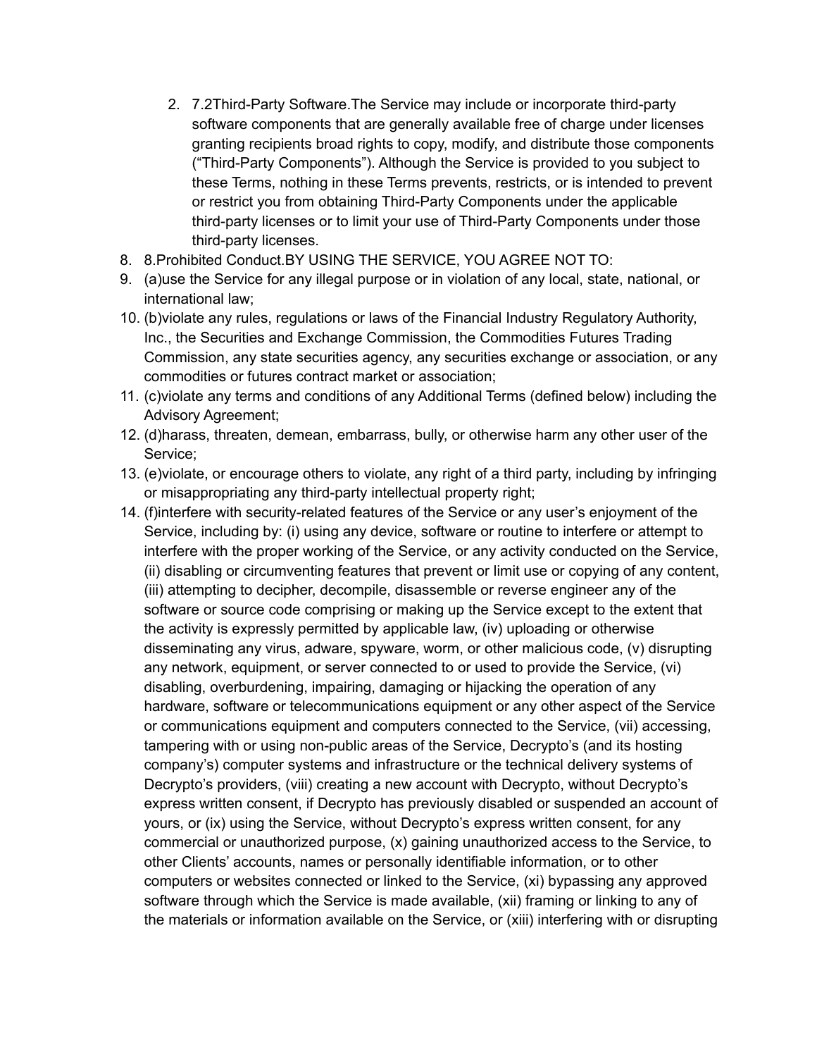2. 7.2Third-Party Software.The Service may include or incorporate third-party software components that are generally available free of charge under licenses granting recipients broad rights to copy, modify, and distribute those components (“Third-Party Components”). Although the Service is provided to you subject to these Terms, nothing in these Terms prevents, restricts, or is intended to prevent or restrict you from obtaining Third-Party Components under the applicable third-party licenses or to limit your use of Third-Party Components under those third-party licenses.

8. 8.Prohibited Conduct.BY USING THE SERVICE, YOU AGREE NOT TO:
9. (a)use the Service for any illegal purpose or in violation of any local, state, national, or international law;
10. (b)violate any rules, regulations or laws of the Financial Industry Regulatory Authority, Inc., the Securities and Exchange Commission, the Commodities Futures Trading Commission, any state securities agency, any securities exchange or association, or any commodities or futures contract market or association;
11. (c)violate any terms and conditions of any Additional Terms (defined below) including the Advisory Agreement;
12. (d)harass, threaten, demean, embarrass, bully, or otherwise harm any other user of the Service;
13. (e)violate, or encourage others to violate, any right of a third party, including by infringing or misappropriating any third-party intellectual property right;
14. (f)interfere with security-related features of the Service or any user’s enjoyment of the Service, including by: (i) using any device, software or routine to interfere or attempt to interfere with the proper working of the Service, or any activity conducted on the Service, (ii) disabling or circumventing features that prevent or limit use or copying of any content, (iii) attempting to decipher, decompile, disassemble or reverse engineer any of the software or source code comprising or making up the Service except to the extent that the activity is expressly permitted by applicable law, (iv) uploading or otherwise disseminating any virus, adware, spyware, worm, or other malicious code, (v) disrupting any network, equipment, or server connected to or used to provide the Service, (vi) disabling, overburdening, impairing, damaging or hijacking the operation of any hardware, software or telecommunications equipment or any other aspect of the Service or communications equipment and computers connected to the Service, (vii) accessing, tampering with or using non-public areas of the Service, Decrypto’s (and its hosting company’s) computer systems and infrastructure or the technical delivery systems of Decrypto’s providers, (viii) creating a new account with Decrypto, without Decrypto’s express written consent, if Decrypto has previously disabled or suspended an account of yours, or (ix) using the Service, without Decrypto’s express written consent, for any commercial or unauthorized purpose, (x) gaining unauthorized access to the Service, to other Clients’ accounts, names or personally identifiable information, or to other computers or websites connected or linked to the Service, (xi) bypassing any approved software through which the Service is made available, (xii) framing or linking to any of the materials or information available on the Service, or (xiii) interfering with or disrupting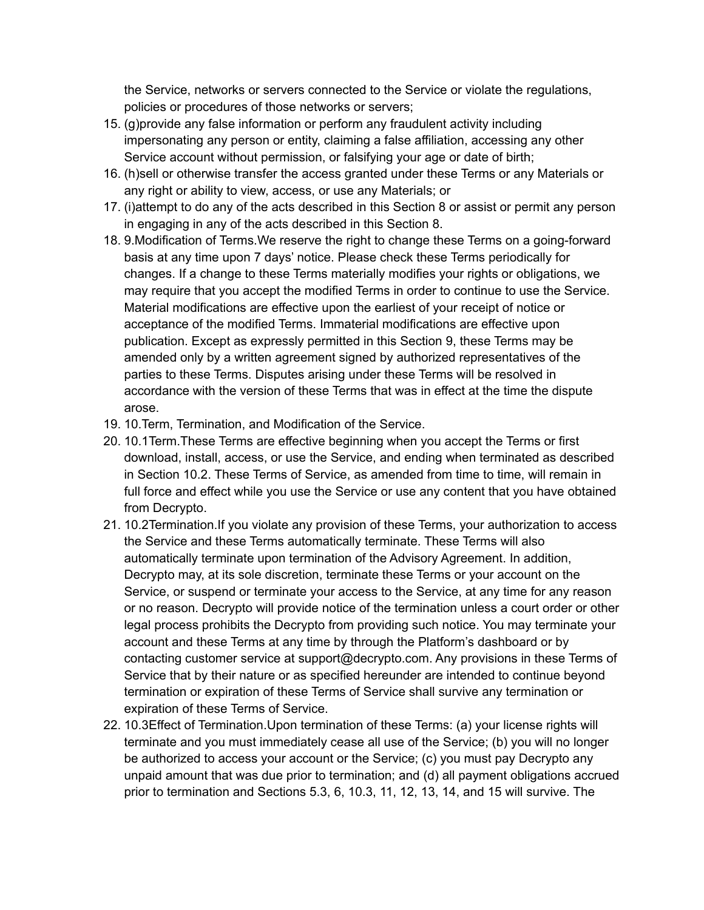the Service, networks or servers connected to the Service or violate the regulations, policies or procedures of those networks or servers;

15. (g)provide any false information or perform any fraudulent activity including impersonating any person or entity, claiming a false affiliation, accessing any other Service account without permission, or falsifying your age or date of birth;
16. (h)sell or otherwise transfer the access granted under these Terms or any Materials or any right or ability to view, access, or use any Materials; or
17. (i)attempt to do any of the acts described in this Section 8 or assist or permit any person in engaging in any of the acts described in this Section 8.
18. 9.Modification of Terms.We reserve the right to change these Terms on a going-forward basis at any time upon 7 days' notice. Please check these Terms periodically for changes. If a change to these Terms materially modifies your rights or obligations, we may require that you accept the modified Terms in order to continue to use the Service. Material modifications are effective upon the earliest of your receipt of notice or acceptance of the modified Terms. Immaterial modifications are effective upon publication. Except as expressly permitted in this Section 9, these Terms may be amended only by a written agreement signed by authorized representatives of the parties to these Terms. Disputes arising under these Terms will be resolved in accordance with the version of these Terms that was in effect at the time the dispute arose.
19. 10.Term, Termination, and Modification of the Service.
20. 10.1Term.These Terms are effective beginning when you accept the Terms or first download, install, access, or use the Service, and ending when terminated as described in Section 10.2. These Terms of Service, as amended from time to time, will remain in full force and effect while you use the Service or use any content that you have obtained from Decrypto.
21. 10.2Termination.If you violate any provision of these Terms, your authorization to access the Service and these Terms automatically terminate. These Terms will also automatically terminate upon termination of the Advisory Agreement. In addition, Decrypto may, at its sole discretion, terminate these Terms or your account on the Service, or suspend or terminate your access to the Service, at any time for any reason or no reason. Decrypto will provide notice of the termination unless a court order or other legal process prohibits the Decrypto from providing such notice. You may terminate your account and these Terms at any time by through the Platform's dashboard or by contacting customer service at support@decrypto.com. Any provisions in these Terms of Service that by their nature or as specified hereunder are intended to continue beyond termination or expiration of these Terms of Service shall survive any termination or expiration of these Terms of Service.
22. 10.3Effect of Termination.Upon termination of these Terms: (a) your license rights will terminate and you must immediately cease all use of the Service; (b) you will no longer be authorized to access your account or the Service; (c) you must pay Decrypto any unpaid amount that was due prior to termination; and (d) all payment obligations accrued prior to termination and Sections 5.3, 6, 10.3, 11, 12, 13, 14, and 15 will survive. The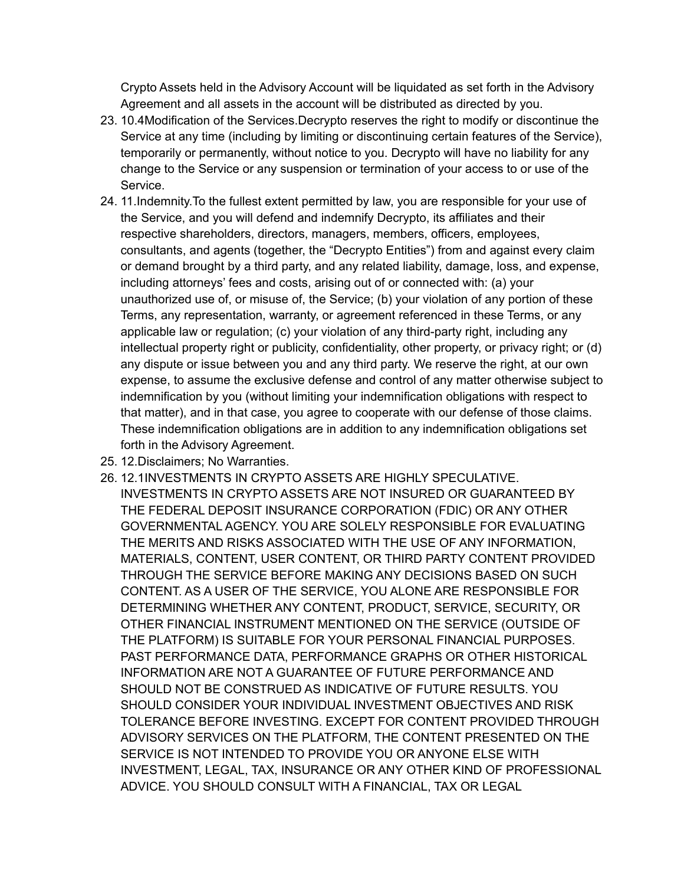Crypto Assets held in the Advisory Account will be liquidated as set forth in the Advisory Agreement and all assets in the account will be distributed as directed by you.

23. 10.4Modification of the Services.Decrypto reserves the right to modify or discontinue the Service at any time (including by limiting or discontinuing certain features of the Service), temporarily or permanently, without notice to you. Decrypto will have no liability for any change to the Service or any suspension or termination of your access to or use of the Service.
24. 11.Indemnity.To the fullest extent permitted by law, you are responsible for your use of the Service, and you will defend and indemnify Decrypto, its affiliates and their respective shareholders, directors, managers, members, officers, employees, consultants, and agents (together, the "Decrypto Entities") from and against every claim or demand brought by a third party, and any related liability, damage, loss, and expense, including attorneys' fees and costs, arising out of or connected with: (a) your unauthorized use of, or misuse of, the Service; (b) your violation of any portion of these Terms, any representation, warranty, or agreement referenced in these Terms, or any applicable law or regulation; (c) your violation of any third-party right, including any intellectual property right or publicity, confidentiality, other property, or privacy right; or (d) any dispute or issue between you and any third party. We reserve the right, at our own expense, to assume the exclusive defense and control of any matter otherwise subject to indemnification by you (without limiting your indemnification obligations with respect to that matter), and in that case, you agree to cooperate with our defense of those claims. These indemnification obligations are in addition to any indemnification obligations set forth in the Advisory Agreement.
25. 12.Disclaimers; No Warranties.
26. 12.1INVESTMENTS IN CRYPTO ASSETS ARE HIGHLY SPECULATIVE. INVESTMENTS IN CRYPTO ASSETS ARE NOT INSURED OR GUARANTEED BY THE FEDERAL DEPOSIT INSURANCE CORPORATION (FDIC) OR ANY OTHER GOVERNMENTAL AGENCY. YOU ARE SOLELY RESPONSIBLE FOR EVALUATING THE MERITS AND RISKS ASSOCIATED WITH THE USE OF ANY INFORMATION, MATERIALS, CONTENT, USER CONTENT, OR THIRD PARTY CONTENT PROVIDED THROUGH THE SERVICE BEFORE MAKING ANY DECISIONS BASED ON SUCH CONTENT. AS A USER OF THE SERVICE, YOU ALONE ARE RESPONSIBLE FOR DETERMINING WHETHER ANY CONTENT, PRODUCT, SERVICE, SECURITY, OR OTHER FINANCIAL INSTRUMENT MENTIONED ON THE SERVICE (OUTSIDE OF THE PLATFORM) IS SUITABLE FOR YOUR PERSONAL FINANCIAL PURPOSES. PAST PERFORMANCE DATA, PERFORMANCE GRAPHS OR OTHER HISTORICAL INFORMATION ARE NOT A GUARANTEE OF FUTURE PERFORMANCE AND SHOULD NOT BE CONSTRUED AS INDICATIVE OF FUTURE RESULTS. YOU SHOULD CONSIDER YOUR INDIVIDUAL INVESTMENT OBJECTIVES AND RISK TOLERANCE BEFORE INVESTING. EXCEPT FOR CONTENT PROVIDED THROUGH ADVISORY SERVICES ON THE PLATFORM, THE CONTENT PRESENTED ON THE SERVICE IS NOT INTENDED TO PROVIDE YOU OR ANYONE ELSE WITH INVESTMENT, LEGAL, TAX, INSURANCE OR ANY OTHER KIND OF PROFESSIONAL ADVICE. YOU SHOULD CONSULT WITH A FINANCIAL, TAX OR LEGAL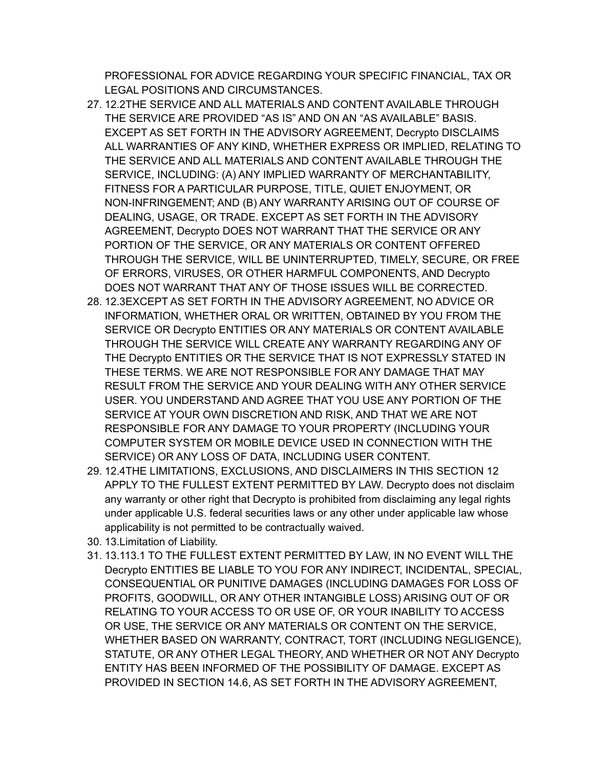PROFESSIONAL FOR ADVICE REGARDING YOUR SPECIFIC FINANCIAL, TAX OR LEGAL POSITIONS AND CIRCUMSTANCES.

27. 12.2THE SERVICE AND ALL MATERIALS AND CONTENT AVAILABLE THROUGH THE SERVICE ARE PROVIDED “AS IS” AND ON AN “AS AVAILABLE” BASIS. EXCEPT AS SET FORTH IN THE ADVISORY AGREEMENT, Decrypto DISCLAIMS ALL WARRANTIES OF ANY KIND, WHETHER EXPRESS OR IMPLIED, RELATING TO THE SERVICE AND ALL MATERIALS AND CONTENT AVAILABLE THROUGH THE SERVICE, INCLUDING: (A) ANY IMPLIED WARRANTY OF MERCHANTABILITY, FITNESS FOR A PARTICULAR PURPOSE, TITLE, QUIET ENJOYMENT, OR NON-INFRINGEMENT; AND (B) ANY WARRANTY ARISING OUT OF COURSE OF DEALING, USAGE, OR TRADE. EXCEPT AS SET FORTH IN THE ADVISORY AGREEMENT, Decrypto DOES NOT WARRANT THAT THE SERVICE OR ANY PORTION OF THE SERVICE, OR ANY MATERIALS OR CONTENT OFFERED THROUGH THE SERVICE, WILL BE UNINTERRUPTED, TIMELY, SECURE, OR FREE OF ERRORS, VIRUSES, OR OTHER HARMFUL COMPONENTS, AND Decrypto DOES NOT WARRANT THAT ANY OF THOSE ISSUES WILL BE CORRECTED.
28. 12.3EXCEPT AS SET FORTH IN THE ADVISORY AGREEMENT, NO ADVICE OR INFORMATION, WHETHER ORAL OR WRITTEN, OBTAINED BY YOU FROM THE SERVICE OR Decrypto ENTITIES OR ANY MATERIALS OR CONTENT AVAILABLE THROUGH THE SERVICE WILL CREATE ANY WARRANTY REGARDING ANY OF THE Decrypto ENTITIES OR THE SERVICE THAT IS NOT EXPRESSLY STATED IN THESE TERMS. WE ARE NOT RESPONSIBLE FOR ANY DAMAGE THAT MAY RESULT FROM THE SERVICE AND YOUR DEALING WITH ANY OTHER SERVICE USER. YOU UNDERSTAND AND AGREE THAT YOU USE ANY PORTION OF THE SERVICE AT YOUR OWN DISCRETION AND RISK, AND THAT WE ARE NOT RESPONSIBLE FOR ANY DAMAGE TO YOUR PROPERTY (INCLUDING YOUR COMPUTER SYSTEM OR MOBILE DEVICE USED IN CONNECTION WITH THE SERVICE) OR ANY LOSS OF DATA, INCLUDING USER CONTENT.
29. 12.4THE LIMITATIONS, EXCLUSIONS, AND DISCLAIMERS IN THIS SECTION 12 APPLY TO THE FULLEST EXTENT PERMITTED BY LAW. Decrypto does not disclaim any warranty or other right that Decrypto is prohibited from disclaiming any legal rights under applicable U.S. federal securities laws or any other under applicable law whose applicability is not permitted to be contractually waived.
30. 13.Limitation of Liability.
31. 13.113.1 TO THE FULLEST EXTENT PERMITTED BY LAW, IN NO EVENT WILL THE Decrypto ENTITIES BE LIABLE TO YOU FOR ANY INDIRECT, INCIDENTAL, SPECIAL, CONSEQUENTIAL OR PUNITIVE DAMAGES (INCLUDING DAMAGES FOR LOSS OF PROFITS, GOODWILL, OR ANY OTHER INTANGIBLE LOSS) ARISING OUT OF OR RELATING TO YOUR ACCESS TO OR USE OF, OR YOUR INABILITY TO ACCESS OR USE, THE SERVICE OR ANY MATERIALS OR CONTENT ON THE SERVICE, WHETHER BASED ON WARRANTY, CONTRACT, TORT (INCLUDING NEGLIGENCE), STATUTE, OR ANY OTHER LEGAL THEORY, AND WHETHER OR NOT ANY Decrypto ENTITY HAS BEEN INFORMED OF THE POSSIBILITY OF DAMAGE. EXCEPT AS PROVIDED IN SECTION 14.6, AS SET FORTH IN THE ADVISORY AGREEMENT,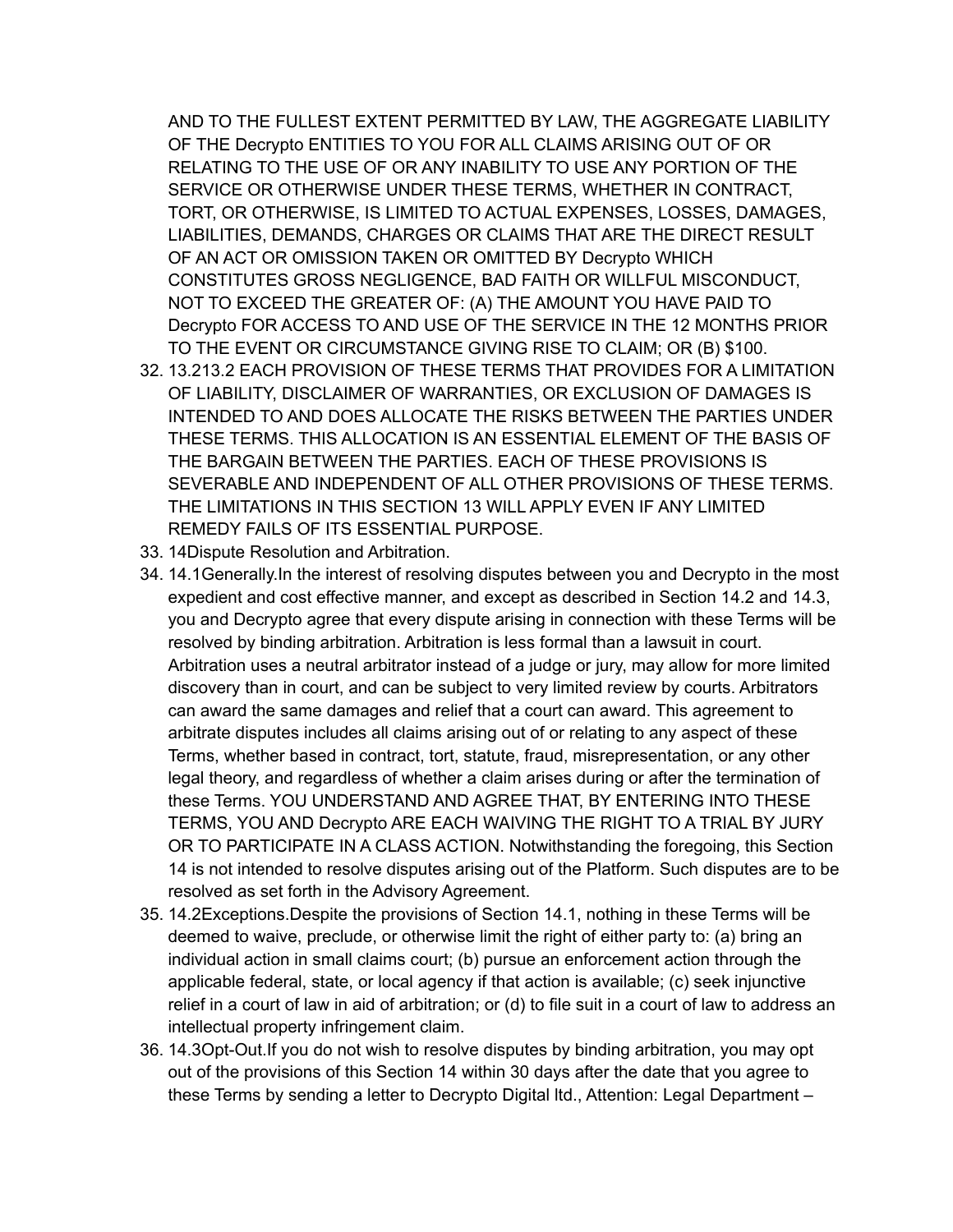AND TO THE FULLEST EXTENT PERMITTED BY LAW, THE AGGREGATE LIABILITY OF THE Decrypto ENTITIES TO YOU FOR ALL CLAIMS ARISING OUT OF OR RELATING TO THE USE OF OR ANY INABILITY TO USE ANY PORTION OF THE SERVICE OR OTHERWISE UNDER THESE TERMS, WHETHER IN CONTRACT, TORT, OR OTHERWISE, IS LIMITED TO ACTUAL EXPENSES, LOSSES, DAMAGES, LIABILITIES, DEMANDS, CHARGES OR CLAIMS THAT ARE THE DIRECT RESULT OF AN ACT OR OMISSION TAKEN OR OMITTED BY Decrypto WHICH CONSTITUTES GROSS NEGLIGENCE, BAD FAITH OR WILLFUL MISCONDUCT, NOT TO EXCEED THE GREATER OF: (A) THE AMOUNT YOU HAVE PAID TO Decrypto FOR ACCESS TO AND USE OF THE SERVICE IN THE 12 MONTHS PRIOR TO THE EVENT OR CIRCUMSTANCE GIVING RISE TO CLAIM; OR (B) $100.

32. 13.213.2 EACH PROVISION OF THESE TERMS THAT PROVIDES FOR A LIMITATION OF LIABILITY, DISCLAIMER OF WARRANTIES, OR EXCLUSION OF DAMAGES IS INTENDED TO AND DOES ALLOCATE THE RISKS BETWEEN THE PARTIES UNDER THESE TERMS. THIS ALLOCATION IS AN ESSENTIAL ELEMENT OF THE BASIS OF THE BARGAIN BETWEEN THE PARTIES. EACH OF THESE PROVISIONS IS SEVERABLE AND INDEPENDENT OF ALL OTHER PROVISIONS OF THESE TERMS. THE LIMITATIONS IN THIS SECTION 13 WILL APPLY EVEN IF ANY LIMITED REMEDY FAILS OF ITS ESSENTIAL PURPOSE.
33. 14Dispute Resolution and Arbitration.
34. 14.1Generally.In the interest of resolving disputes between you and Decrypto in the most expedient and cost effective manner, and except as described in Section 14.2 and 14.3, you and Decrypto agree that every dispute arising in connection with these Terms will be resolved by binding arbitration. Arbitration is less formal than a lawsuit in court. Arbitration uses a neutral arbitrator instead of a judge or jury, may allow for more limited discovery than in court, and can be subject to very limited review by courts. Arbitrators can award the same damages and relief that a court can award. This agreement to arbitrate disputes includes all claims arising out of or relating to any aspect of these Terms, whether based in contract, tort, statute, fraud, misrepresentation, or any other legal theory, and regardless of whether a claim arises during or after the termination of these Terms. YOU UNDERSTAND AND AGREE THAT, BY ENTERING INTO THESE TERMS, YOU AND Decrypto ARE EACH WAIVING THE RIGHT TO A TRIAL BY JURY OR TO PARTICIPATE IN A CLASS ACTION. Notwithstanding the foregoing, this Section 14 is not intended to resolve disputes arising out of the Platform. Such disputes are to be resolved as set forth in the Advisory Agreement.
35. 14.2Exceptions.Despite the provisions of Section 14.1, nothing in these Terms will be deemed to waive, preclude, or otherwise limit the right of either party to: (a) bring an individual action in small claims court; (b) pursue an enforcement action through the applicable federal, state, or local agency if that action is available; (c) seek injunctive relief in a court of law in aid of arbitration; or (d) to file suit in a court of law to address an intellectual property infringement claim.
36. 14.3Opt-Out.If you do not wish to resolve disputes by binding arbitration, you may opt out of the provisions of this Section 14 within 30 days after the date that you agree to these Terms by sending a letter to Decrypto Digital ltd., Attention: Legal Department –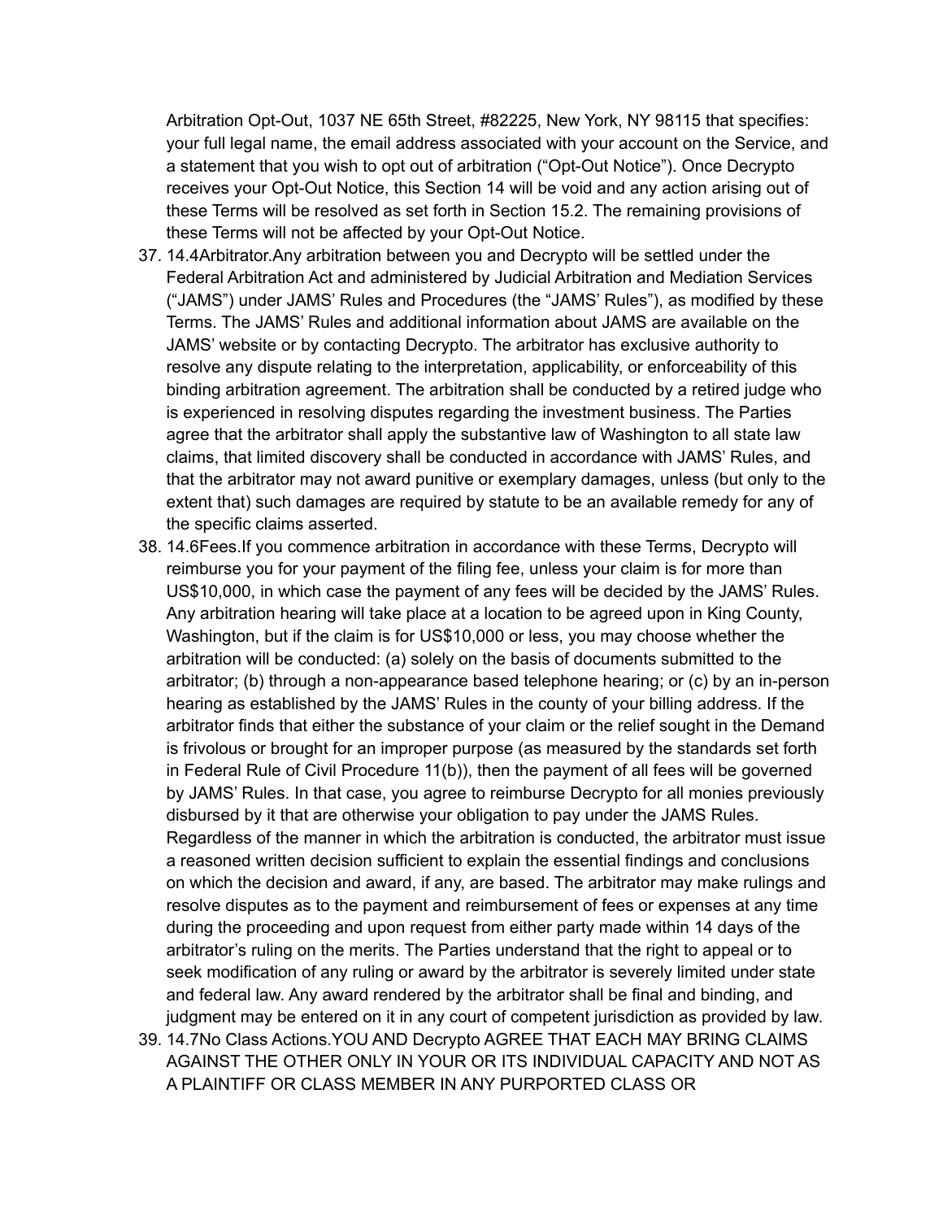Arbitration Opt-Out, 1037 NE 65th Street, #82225, New York, NY 98115 that specifies: your full legal name, the email address associated with your account on the Service, and a statement that you wish to opt out of arbitration ("Opt-Out Notice"). Once Decrypto receives your Opt-Out Notice, this Section 14 will be void and any action arising out of these Terms will be resolved as set forth in Section 15.2. The remaining provisions of these Terms will not be affected by your Opt-Out Notice.

37. 14.4Arbitrator.Any arbitration between you and Decrypto will be settled under the Federal Arbitration Act and administered by Judicial Arbitration and Mediation Services ("JAMS") under JAMS' Rules and Procedures (the "JAMS' Rules"), as modified by these Terms. The JAMS' Rules and additional information about JAMS are available on the JAMS' website or by contacting Decrypto. The arbitrator has exclusive authority to resolve any dispute relating to the interpretation, applicability, or enforceability of this binding arbitration agreement. The arbitration shall be conducted by a retired judge who is experienced in resolving disputes regarding the investment business. The Parties agree that the arbitrator shall apply the substantive law of Washington to all state law claims, that limited discovery shall be conducted in accordance with JAMS' Rules, and that the arbitrator may not award punitive or exemplary damages, unless (but only to the extent that) such damages are required by statute to be an available remedy for any of the specific claims asserted.
38. 14.6Fees.If you commence arbitration in accordance with these Terms, Decrypto will reimburse you for your payment of the filing fee, unless your claim is for more than US$10,000, in which case the payment of any fees will be decided by the JAMS' Rules. Any arbitration hearing will take place at a location to be agreed upon in King County, Washington, but if the claim is for US$10,000 or less, you may choose whether the arbitration will be conducted: (a) solely on the basis of documents submitted to the arbitrator; (b) through a non-appearance based telephone hearing; or (c) by an in-person hearing as established by the JAMS' Rules in the county of your billing address. If the arbitrator finds that either the substance of your claim or the relief sought in the Demand is frivolous or brought for an improper purpose (as measured by the standards set forth in Federal Rule of Civil Procedure 11(b)), then the payment of all fees will be governed by JAMS' Rules. In that case, you agree to reimburse Decrypto for all monies previously disbursed by it that are otherwise your obligation to pay under the JAMS Rules. Regardless of the manner in which the arbitration is conducted, the arbitrator must issue a reasoned written decision sufficient to explain the essential findings and conclusions on which the decision and award, if any, are based. The arbitrator may make rulings and resolve disputes as to the payment and reimbursement of fees or expenses at any time during the proceeding and upon request from either party made within 14 days of the arbitrator's ruling on the merits. The Parties understand that the right to appeal or to seek modification of any ruling or award by the arbitrator is severely limited under state and federal law. Any award rendered by the arbitrator shall be final and binding, and judgment may be entered on it in any court of competent jurisdiction as provided by law.
39. 14.7No Class Actions.YOU AND Decrypto AGREE THAT EACH MAY BRING CLAIMS AGAINST THE OTHER ONLY IN YOUR OR ITS INDIVIDUAL CAPACITY AND NOT AS A PLAINTIFF OR CLASS MEMBER IN ANY PURPORTED CLASS OR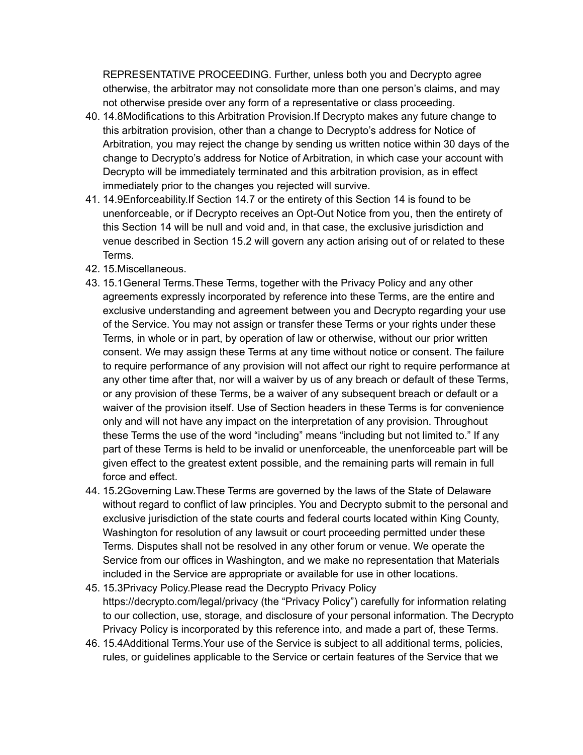REPRESENTATIVE PROCEEDING. Further, unless both you and Decrypto agree otherwise, the arbitrator may not consolidate more than one person's claims, and may not otherwise preside over any form of a representative or class proceeding.

40. 14.8Modifications to this Arbitration Provision.If Decrypto makes any future change to this arbitration provision, other than a change to Decrypto's address for Notice of Arbitration, you may reject the change by sending us written notice within 30 days of the change to Decrypto's address for Notice of Arbitration, in which case your account with Decrypto will be immediately terminated and this arbitration provision, as in effect immediately prior to the changes you rejected will survive.
41. 14.9Enforceability.If Section 14.7 or the entirety of this Section 14 is found to be unenforceable, or if Decrypto receives an Opt-Out Notice from you, then the entirety of this Section 14 will be null and void and, in that case, the exclusive jurisdiction and venue described in Section 15.2 will govern any action arising out of or related to these Terms.
42. 15.Miscellaneous.
43. 15.1General Terms.These Terms, together with the Privacy Policy and any other agreements expressly incorporated by reference into these Terms, are the entire and exclusive understanding and agreement between you and Decrypto regarding your use of the Service. You may not assign or transfer these Terms or your rights under these Terms, in whole or in part, by operation of law or otherwise, without our prior written consent. We may assign these Terms at any time without notice or consent. The failure to require performance of any provision will not affect our right to require performance at any other time after that, nor will a waiver by us of any breach or default of these Terms, or any provision of these Terms, be a waiver of any subsequent breach or default or a waiver of the provision itself. Use of Section headers in these Terms is for convenience only and will not have any impact on the interpretation of any provision. Throughout these Terms the use of the word "including" means "including but not limited to." If any part of these Terms is held to be invalid or unenforceable, the unenforceable part will be given effect to the greatest extent possible, and the remaining parts will remain in full force and effect.
44. 15.2Governing Law.These Terms are governed by the laws of the State of Delaware without regard to conflict of law principles. You and Decrypto submit to the personal and exclusive jurisdiction of the state courts and federal courts located within King County, Washington for resolution of any lawsuit or court proceeding permitted under these Terms. Disputes shall not be resolved in any other forum or venue. We operate the Service from our offices in Washington, and we make no representation that Materials included in the Service are appropriate or available for use in other locations.
45. 15.3Privacy Policy.Please read the Decrypto Privacy Policy https://decrypto.com/legal/privacy (the "Privacy Policy") carefully for information relating to our collection, use, storage, and disclosure of your personal information. The Decrypto Privacy Policy is incorporated by this reference into, and made a part of, these Terms.
46. 15.4Additional Terms.Your use of the Service is subject to all additional terms, policies, rules, or guidelines applicable to the Service or certain features of the Service that we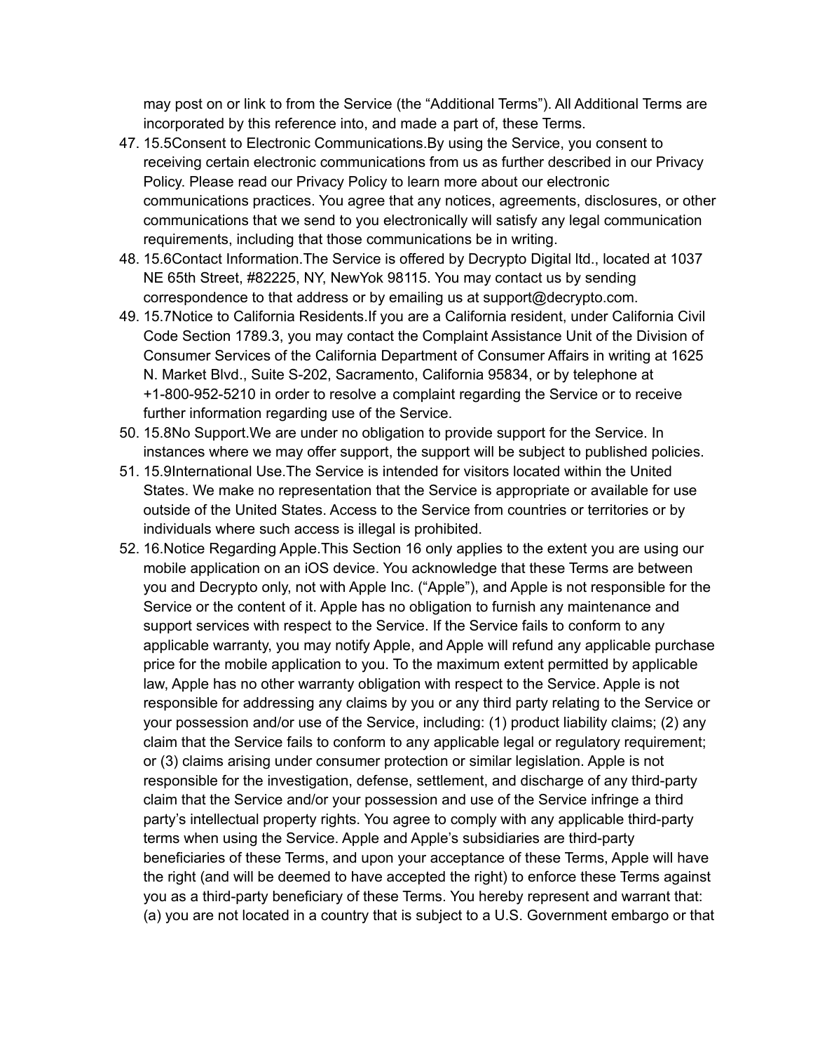may post on or link to from the Service (the "Additional Terms"). All Additional Terms are incorporated by this reference into, and made a part of, these Terms.

47. 15.5Consent to Electronic Communications.By using the Service, you consent to receiving certain electronic communications from us as further described in our Privacy Policy. Please read our Privacy Policy to learn more about our electronic communications practices. You agree that any notices, agreements, disclosures, or other communications that we send to you electronically will satisfy any legal communication requirements, including that those communications be in writing.
48. 15.6Contact Information.The Service is offered by Decrypto Digital ltd., located at 1037 NE 65th Street, #82225, NY, NewYok 98115. You may contact us by sending correspondence to that address or by emailing us at support@decrypto.com.
49. 15.7Notice to California Residents.If you are a California resident, under California Civil Code Section 1789.3, you may contact the Complaint Assistance Unit of the Division of Consumer Services of the California Department of Consumer Affairs in writing at 1625 N. Market Blvd., Suite S-202, Sacramento, California 95834, or by telephone at +1-800-952-5210 in order to resolve a complaint regarding the Service or to receive further information regarding use of the Service.
50. 15.8No Support.We are under no obligation to provide support for the Service. In instances where we may offer support, the support will be subject to published policies.
51. 15.9International Use.The Service is intended for visitors located within the United States. We make no representation that the Service is appropriate or available for use outside of the United States. Access to the Service from countries or territories or by individuals where such access is illegal is prohibited.
52. 16.Notice Regarding Apple.This Section 16 only applies to the extent you are using our mobile application on an iOS device. You acknowledge that these Terms are between you and Decrypto only, not with Apple Inc. ("Apple"), and Apple is not responsible for the Service or the content of it. Apple has no obligation to furnish any maintenance and support services with respect to the Service. If the Service fails to conform to any applicable warranty, you may notify Apple, and Apple will refund any applicable purchase price for the mobile application to you. To the maximum extent permitted by applicable law, Apple has no other warranty obligation with respect to the Service. Apple is not responsible for addressing any claims by you or any third party relating to the Service or your possession and/or use of the Service, including: (1) product liability claims; (2) any claim that the Service fails to conform to any applicable legal or regulatory requirement; or (3) claims arising under consumer protection or similar legislation. Apple is not responsible for the investigation, defense, settlement, and discharge of any third-party claim that the Service and/or your possession and use of the Service infringe a third party's intellectual property rights. You agree to comply with any applicable third-party terms when using the Service. Apple and Apple's subsidiaries are third-party beneficiaries of these Terms, and upon your acceptance of these Terms, Apple will have the right (and will be deemed to have accepted the right) to enforce these Terms against you as a third-party beneficiary of these Terms. You hereby represent and warrant that: (a) you are not located in a country that is subject to a U.S. Government embargo or that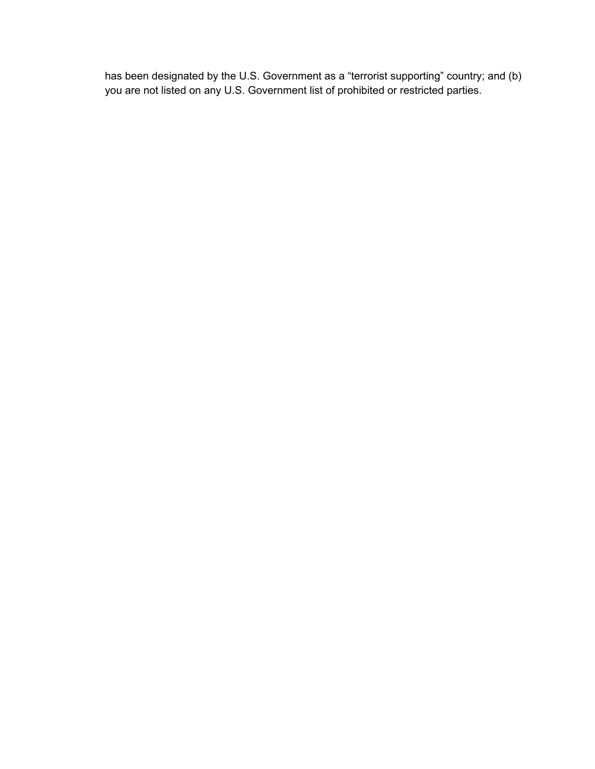has been designated by the U.S. Government as a “terrorist supporting” country; and (b) you are not listed on any U.S. Government list of prohibited or restricted parties.